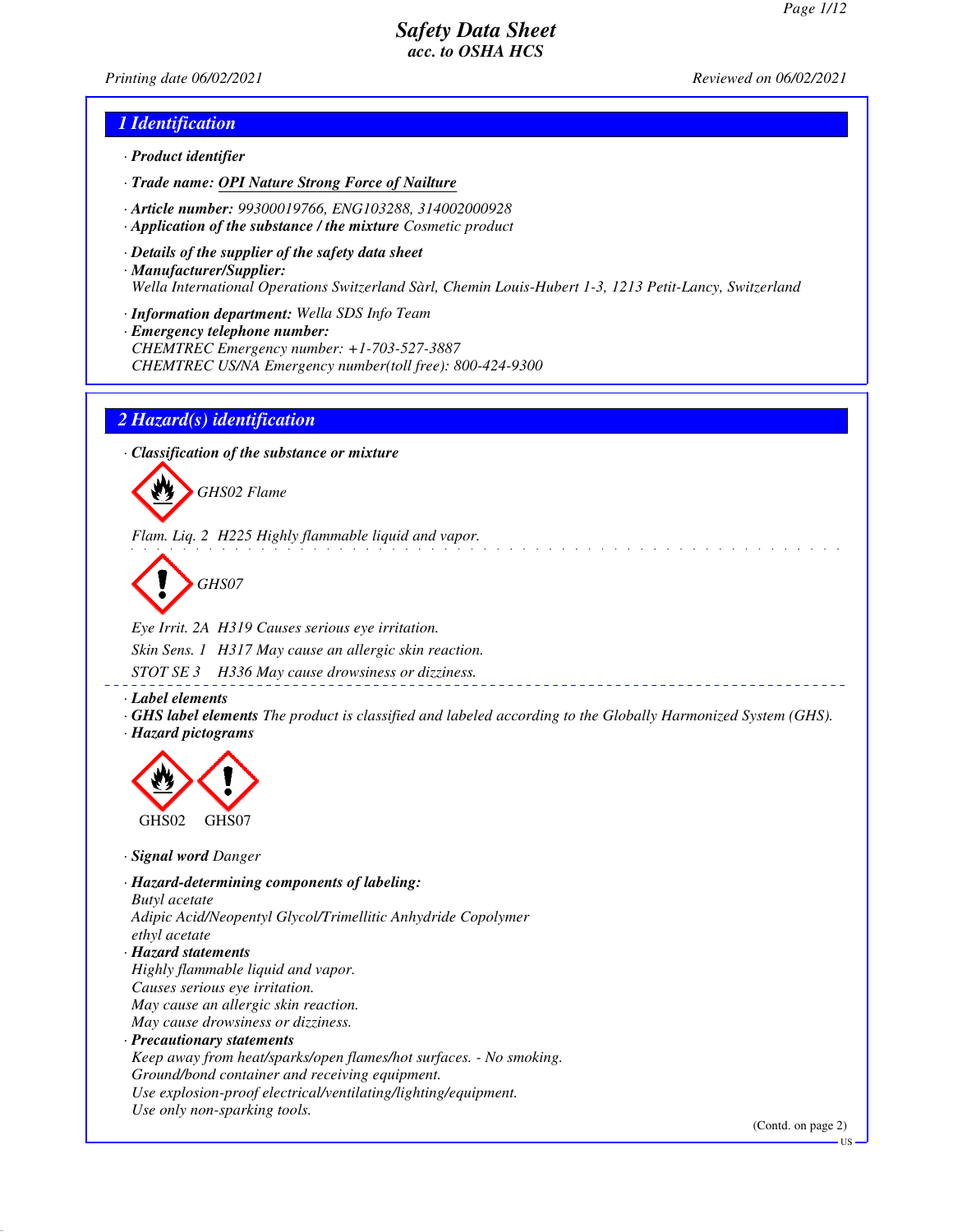# Safety Data Sheet
## acc. to OSHA HCS

Printing date 06/02/2021 Reviewed on 06/02/2021

## 1 Identification

- **Product identifier**
- **Trade name: OPI Nature Strong Force of Nailture**
- **Article number:** 99300019766, ENG103288, 314002000928
- **Application of the substance / the mixture** Cosmetic product
- **Details of the supplier of the safety data sheet**
- **Manufacturer/Supplier:**
  Wella International Operations Switzerland Sàrl, Chemin Louis-Hubert 1-3, 1213 Petit-Lancy, Switzerland
- **Information department:** Wella SDS Info Team
- **Emergency telephone number:**
  CHEMTREC Emergency number: +1-703-527-3887
  CHEMTREC US/NA Emergency number(toll free): 800-424-9300

## 2 Hazard(s) identification

- **Classification of the substance or mixture**

GHS02 Flame

Flam. Liq. 2 H225 Highly flammable liquid and vapor.

GHS07

Eye Irrit. 2A H319 Causes serious eye irritation.

Skin Sens. 1 H317 May cause an allergic skin reaction.

STOT SE 3 H336 May cause drowsiness or dizziness.

- **Label elements**
- **GHS label elements** The product is classified and labeled according to the Globally Harmonized System (GHS).
- **Hazard pictograms**

GHS02 GHS07

- **Signal word** Danger
- **Hazard-determining components of labeling:**
  Butyl acetate
  Adipic Acid/Neopentyl Glycol/Trimellitic Anhydride Copolymer
  ethyl acetate
- **Hazard statements**
  Highly flammable liquid and vapor.
  Causes serious eye irritation.
  May cause an allergic skin reaction.
  May cause drowsiness or dizziness.
- **Precautionary statements**
  Keep away from heat/sparks/open flames/hot surfaces. - No smoking.
  Ground/bond container and receiving equipment.
  Use explosion-proof electrical/ventilating/lighting/equipment.
  Use only non-sparking tools.

(Contd. on page 2)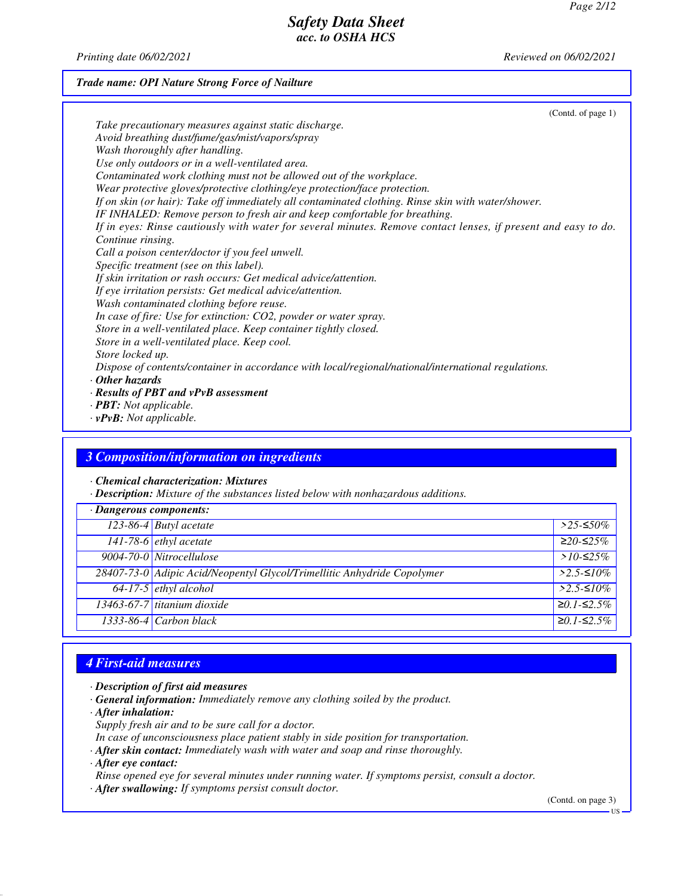*Trade name: OPI Nature Strong Force of Nailture*

(Contd. of page 1)

Take precautionary measures against static discharge.
Avoid breathing dust/fume/gas/mist/vapors/spray
Wash thoroughly after handling.
Use only outdoors or in a well-ventilated area.
Contaminated work clothing must not be allowed out of the workplace.
Wear protective gloves/protective clothing/eye protection/face protection.
If on skin (or hair): Take off immediately all contaminated clothing. Rinse skin with water/shower.
IF INHALED: Remove person to fresh air and keep comfortable for breathing.
If in eyes: Rinse cautiously with water for several minutes. Remove contact lenses, if present and easy to do. Continue rinsing.
Call a poison center/doctor if you feel unwell.
Specific treatment (see on this label).
If skin irritation or rash occurs: Get medical advice/attention.
If eye irritation persists: Get medical advice/attention.
Wash contaminated clothing before reuse.
In case of fire: Use for extinction: CO2, powder or water spray.
Store in a well-ventilated place. Keep container tightly closed.
Store in a well-ventilated place. Keep cool.
Store locked up.
Dispose of contents/container in accordance with local/regional/national/international regulations.

· **Other hazards**
· **Results of PBT and vPvB assessment**
· **PBT:** Not applicable.
· **vPvB:** Not applicable.

## 3 Composition/information on ingredients

· **Chemical characterization: Mixtures**
· **Description:** Mixture of the substances listed below with nonhazardous additions.

| · **Dangerous components:** | | |
|---|---|---|
| 123-86-4 | Butyl acetate | >25-≤50% |
| 141-78-6 | ethyl acetate | ≥20-≤25% |
| 9004-70-0 | Nitrocellulose | >10-≤25% |
| 28407-73-0 | Adipic Acid/Neopentyl Glycol/Trimellitic Anhydride Copolymer | >2.5-≤10% |
| 64-17-5 | ethyl alcohol | >2.5-≤10% |
| 13463-67-7 | titanium dioxide | ≥0.1-≤2.5% |
| 1333-86-4 | Carbon black | ≥0.1-≤2.5% |

## 4 First-aid measures

· **Description of first aid measures**
· **General information:** Immediately remove any clothing soiled by the product.
· **After inhalation:**
Supply fresh air and to be sure call for a doctor.
In case of unconsciousness place patient stably in side position for transportation.
· **After skin contact:** Immediately wash with water and soap and rinse thoroughly.
· **After eye contact:**
Rinse opened eye for several minutes under running water. If symptoms persist, consult a doctor.
· **After swallowing:** If symptoms persist consult doctor.

(Contd. on page 3)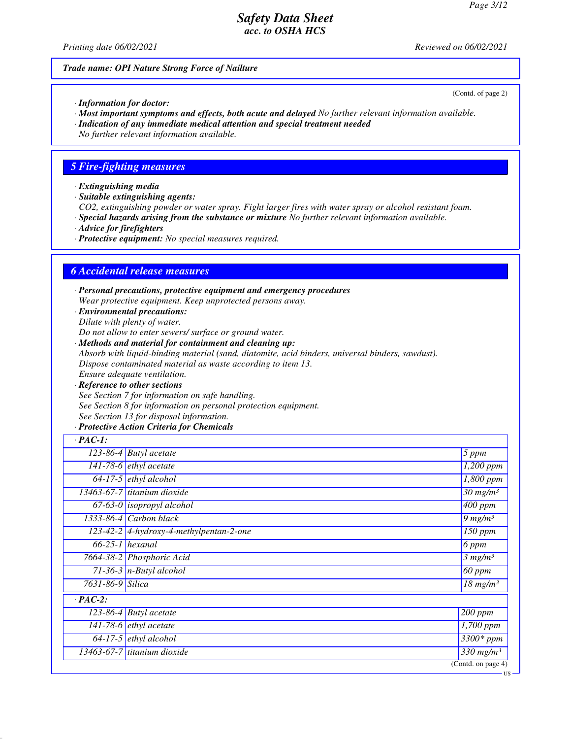Trade name: OPI Nature Strong Force of Nailture

(Contd. of page 2)

· **Information for doctor:**
· **Most important symptoms and effects, both acute and delayed** No further relevant information available.
· **Indication of any immediate medical attention and special treatment needed**
No further relevant information available.

## 5 Fire-fighting measures

· **Extinguishing media**
· **Suitable extinguishing agents:**
$CO_2$, extinguishing powder or water spray. Fight larger fires with water spray or alcohol resistant foam.
· **Special hazards arising from the substance or mixture** No further relevant information available.
· **Advice for firefighters**
· **Protective equipment:** No special measures required.

## 6 Accidental release measures

· **Personal precautions, protective equipment and emergency procedures**
Wear protective equipment. Keep unprotected persons away.
· **Environmental precautions:**
Dilute with plenty of water.
Do not allow to enter sewers/ surface or ground water.
· **Methods and material for containment and cleaning up:**
Absorb with liquid-binding material (sand, diatomite, acid binders, universal binders, sawdust).
Dispose contaminated material as waste according to item 13.
Ensure adequate ventilation.
· **Reference to other sections**
See Section 7 for information on safe handling.
See Section 8 for information on personal protection equipment.
See Section 13 for disposal information.
· **Protective Action Criteria for Chemicals**

| · **PAC-1:** | | |
|---|---|---|
| 123-86-4 | Butyl acetate | 5 ppm |
| 141-78-6 | ethyl acetate | 1,200 ppm |
| 64-17-5 | ethyl alcohol | 1,800 ppm |
| 13463-67-7 | titanium dioxide | 30 mg/m³ |
| 67-63-0 | isopropyl alcohol | 400 ppm |
| 1333-86-4 | Carbon black | 9 mg/m³ |
| 123-42-2 | 4-hydroxy-4-methylpentan-2-one | 150 ppm |
| 66-25-1 | hexanal | 6 ppm |
| 7664-38-2 | Phosphoric Acid | 3 mg/m³ |
| 71-36-3 | n-Butyl alcohol | 60 ppm |
| 7631-86-9 | Silica | 18 mg/m³ |
| · **PAC-2:** | | |
| 123-86-4 | Butyl acetate | 200 ppm |
| 141-78-6 | ethyl acetate | 1,700 ppm |
| 64-17-5 | ethyl alcohol | 3300* ppm |
| 13463-67-7 | titanium dioxide | 330 mg/m³ |

(Contd. on page 4)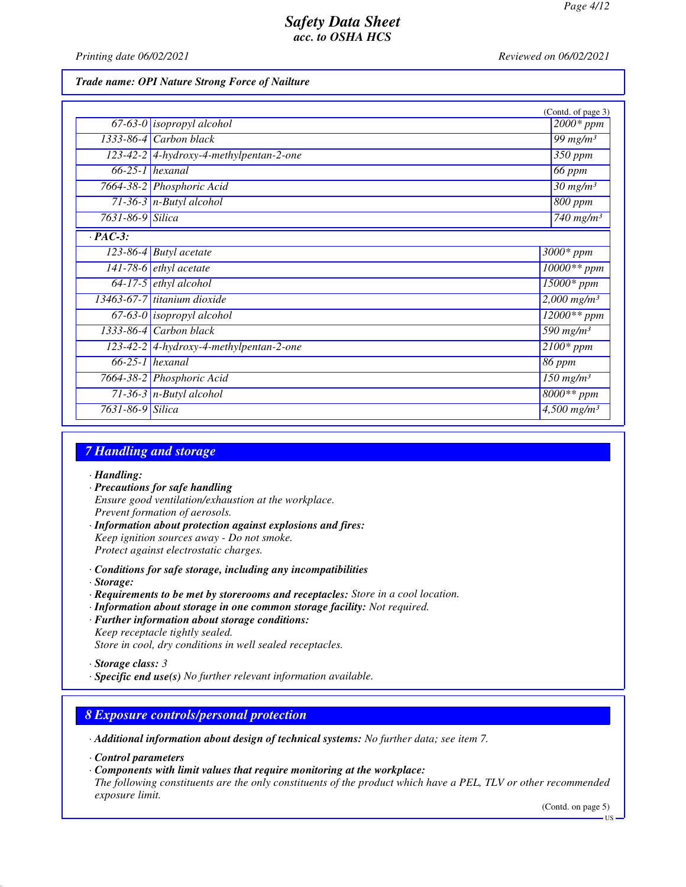**Trade name: OPI Nature Strong Force of Nailture**

(Contd. of page 3)

| | | |
|---|---|---|
| 67-63-0 | isopropyl alcohol | 2000* ppm |
| 1333-86-4 | Carbon black | 99 mg/m³ |
| 123-42-2 | 4-hydroxy-4-methylpentan-2-one | 350 ppm |
| 66-25-1 | hexanal | 66 ppm |
| 7664-38-2 | Phosphoric Acid | 30 mg/m³ |
| 71-36-3 | n-Butyl alcohol | 800 ppm |
| 7631-86-9 | Silica | 740 mg/m³ |

· **PAC-3:**

| | | |
|---|---|---|
| 123-86-4 | Butyl acetate | 3000* ppm |
| 141-78-6 | ethyl acetate | 10000** ppm |
| 64-17-5 | ethyl alcohol | 15000* ppm |
| 13463-67-7 | titanium dioxide | 2,000 mg/m³ |
| 67-63-0 | isopropyl alcohol | 12000** ppm |
| 1333-86-4 | Carbon black | 590 mg/m³ |
| 123-42-2 | 4-hydroxy-4-methylpentan-2-one | 2100* ppm |
| 66-25-1 | hexanal | 86 ppm |
| 7664-38-2 | Phosphoric Acid | 150 mg/m³ |
| 71-36-3 | n-Butyl alcohol | 8000** ppm |
| 7631-86-9 | Silica | 4,500 mg/m³ |

## 7 Handling and storage

· **Handling:**

· **Precautions for safe handling**
Ensure good ventilation/exhaustion at the workplace.
Prevent formation of aerosols.

· **Information about protection against explosions and fires:**
Keep ignition sources away - Do not smoke.
Protect against electrostatic charges.

· **Conditions for safe storage, including any incompatibilities**

· **Storage:**

· **Requirements to be met by storerooms and receptacles:** Store in a cool location.

· **Information about storage in one common storage facility:** Not required.

· **Further information about storage conditions:**
Keep receptacle tightly sealed.
Store in cool, dry conditions in well sealed receptacles.

· **Storage class:** 3

· **Specific end use(s)** No further relevant information available.

## 8 Exposure controls/personal protection

· **Additional information about design of technical systems:** No further data; see item 7.

· **Control parameters**

· **Components with limit values that require monitoring at the workplace:**
The following constituents are the only constituents of the product which have a PEL, TLV or other recommended exposure limit.

(Contd. on page 5)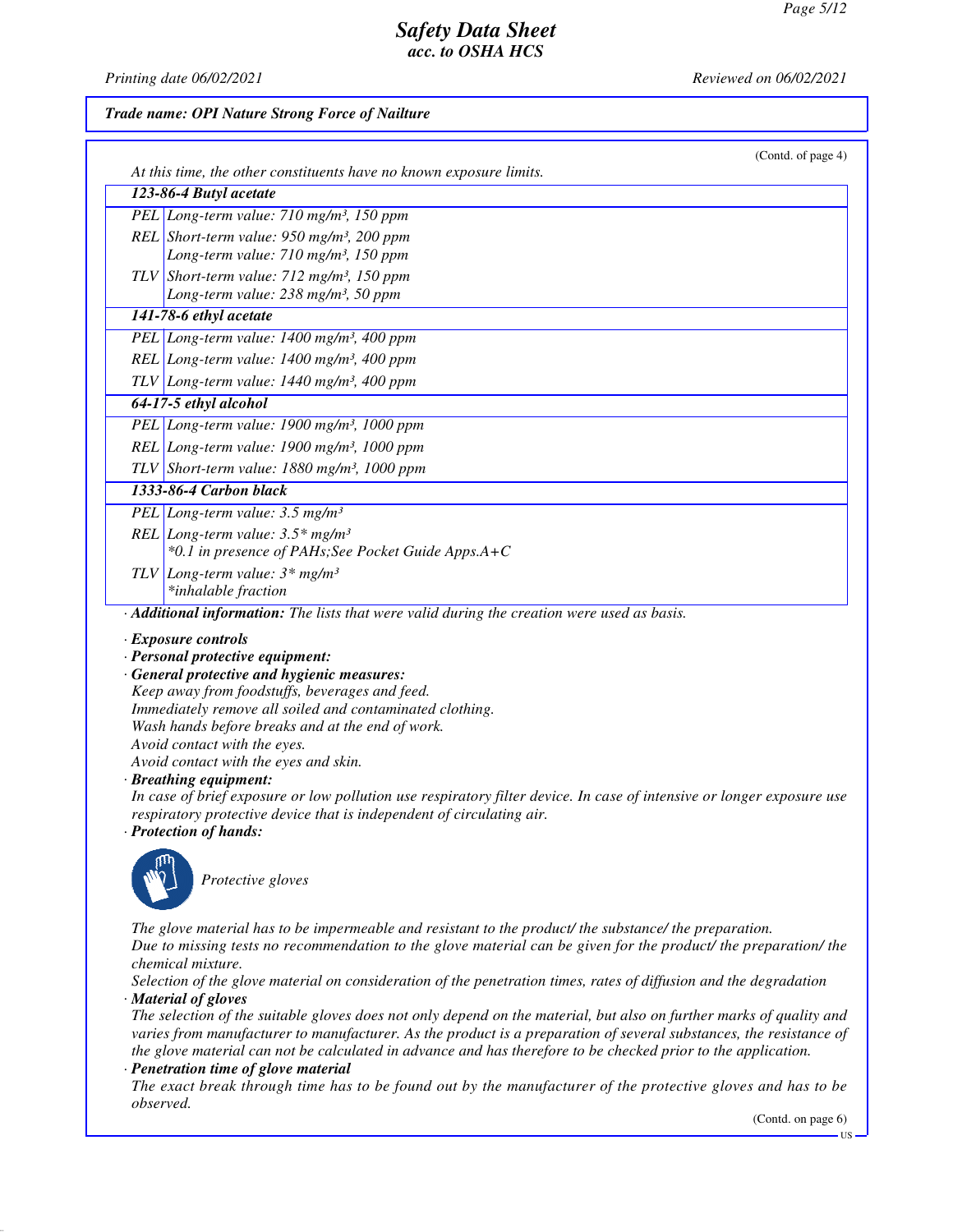*Trade name: OPI Nature Strong Force of Nailture*

(Contd. of page 4)

*At this time, the other constituents have no known exposure limits.*

| **123-86-4 Butyl acetate** | |
|---|---|
| PEL | Long-term value: 710 mg/m³, 150 ppm |
| REL | Short-term value: 950 mg/m³, 200 ppm<br>Long-term value: 710 mg/m³, 150 ppm |
| TLV | Short-term value: 712 mg/m³, 150 ppm<br>Long-term value: 238 mg/m³, 50 ppm |
| **141-78-6 ethyl acetate** | |
| PEL | Long-term value: 1400 mg/m³, 400 ppm |
| REL | Long-term value: 1400 mg/m³, 400 ppm |
| TLV | Long-term value: 1440 mg/m³, 400 ppm |
| **64-17-5 ethyl alcohol** | |
| PEL | Long-term value: 1900 mg/m³, 1000 ppm |
| REL | Long-term value: 1900 mg/m³, 1000 ppm |
| TLV | Short-term value: 1880 mg/m³, 1000 ppm |
| **1333-86-4 Carbon black** | |
| PEL | Long-term value: 3.5 mg/m³ |
| REL | Long-term value: 3.5* mg/m³<br>*0.1 in presence of PAHs;See Pocket Guide Apps.A+C |
| TLV | Long-term value: 3* mg/m³<br>*inhalable fraction |

· **Additional information:** The lists that were valid during the creation were used as basis.

· **Exposure controls**

· **Personal protective equipment:**

· **General protective and hygienic measures:**

Keep away from foodstuffs, beverages and feed.
Immediately remove all soiled and contaminated clothing.
Wash hands before breaks and at the end of work.
Avoid contact with the eyes.
Avoid contact with the eyes and skin.

· **Breathing equipment:**

In case of brief exposure or low pollution use respiratory filter device. In case of intensive or longer exposure use respiratory protective device that is independent of circulating air.

· **Protection of hands:**

Protective gloves

The glove material has to be impermeable and resistant to the product/ the substance/ the preparation.
Due to missing tests no recommendation to the glove material can be given for the product/ the preparation/ the chemical mixture.
Selection of the glove material on consideration of the penetration times, rates of diffusion and the degradation

· **Material of gloves**

The selection of the suitable gloves does not only depend on the material, but also on further marks of quality and varies from manufacturer to manufacturer. As the product is a preparation of several substances, the resistance of the glove material can not be calculated in advance and has therefore to be checked prior to the application.

· **Penetration time of glove material**

The exact break through time has to be found out by the manufacturer of the protective gloves and has to be observed.

(Contd. on page 6)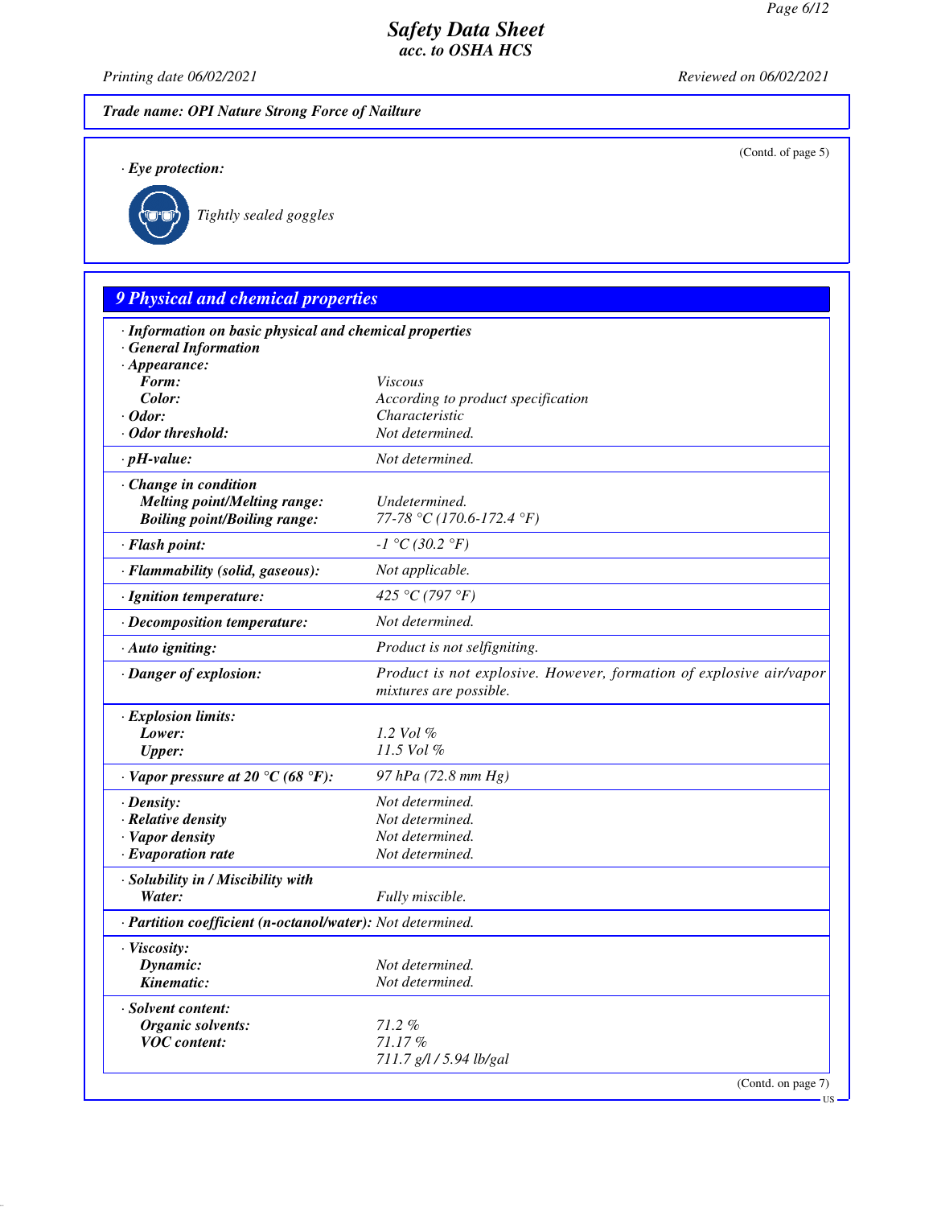**Trade name: OPI Nature Strong Force of Nailture**

(Contd. of page 5)

· **Eye protection:**

Tightly sealed goggles

## 9 Physical and chemical properties

| · **Information on basic physical and chemical properties** | |
|---|---|
| · **General Information** | |
| · **Appearance:** | |
| **Form:** | Viscous |
| **Color:** | According to product specification |
| · **Odor:** | Characteristic |
| · **Odor threshold:** | Not determined. |
| · **pH-value:** | Not determined. |
| · **Change in condition** | |
| **Melting point/Melting range:** | Undetermined. |
| **Boiling point/Boiling range:** | 77-78 °C (170.6-172.4 °F) |
| · **Flash point:** | -1 °C (30.2 °F) |
| · **Flammability (solid, gaseous):** | Not applicable. |
| · **Ignition temperature:** | 425 °C (797 °F) |
| · **Decomposition temperature:** | Not determined. |
| · **Auto igniting:** | Product is not selfigniting. |
| · **Danger of explosion:** | Product is not explosive. However, formation of explosive air/vapor mixtures are possible. |
| · **Explosion limits:** | |
| **Lower:** | 1.2 Vol % |
| **Upper:** | 11.5 Vol % |
| · **Vapor pressure at 20 °C (68 °F):** | 97 hPa (72.8 mm Hg) |
| · **Density:** | Not determined. |
| · **Relative density** | Not determined. |
| · **Vapor density** | Not determined. |
| · **Evaporation rate** | Not determined. |
| · **Solubility in / Miscibility with** | |
| **Water:** | Fully miscible. |
| · **Partition coefficient (n-octanol/water):** | Not determined. |
| · **Viscosity:** | |
| **Dynamic:** | Not determined. |
| **Kinematic:** | Not determined. |
| · **Solvent content:** | |
| **Organic solvents:** | 71.2 % |
| **VOC content:** | 71.17 % |
| | 711.7 g/l / 5.94 lb/gal |

(Contd. on page 7)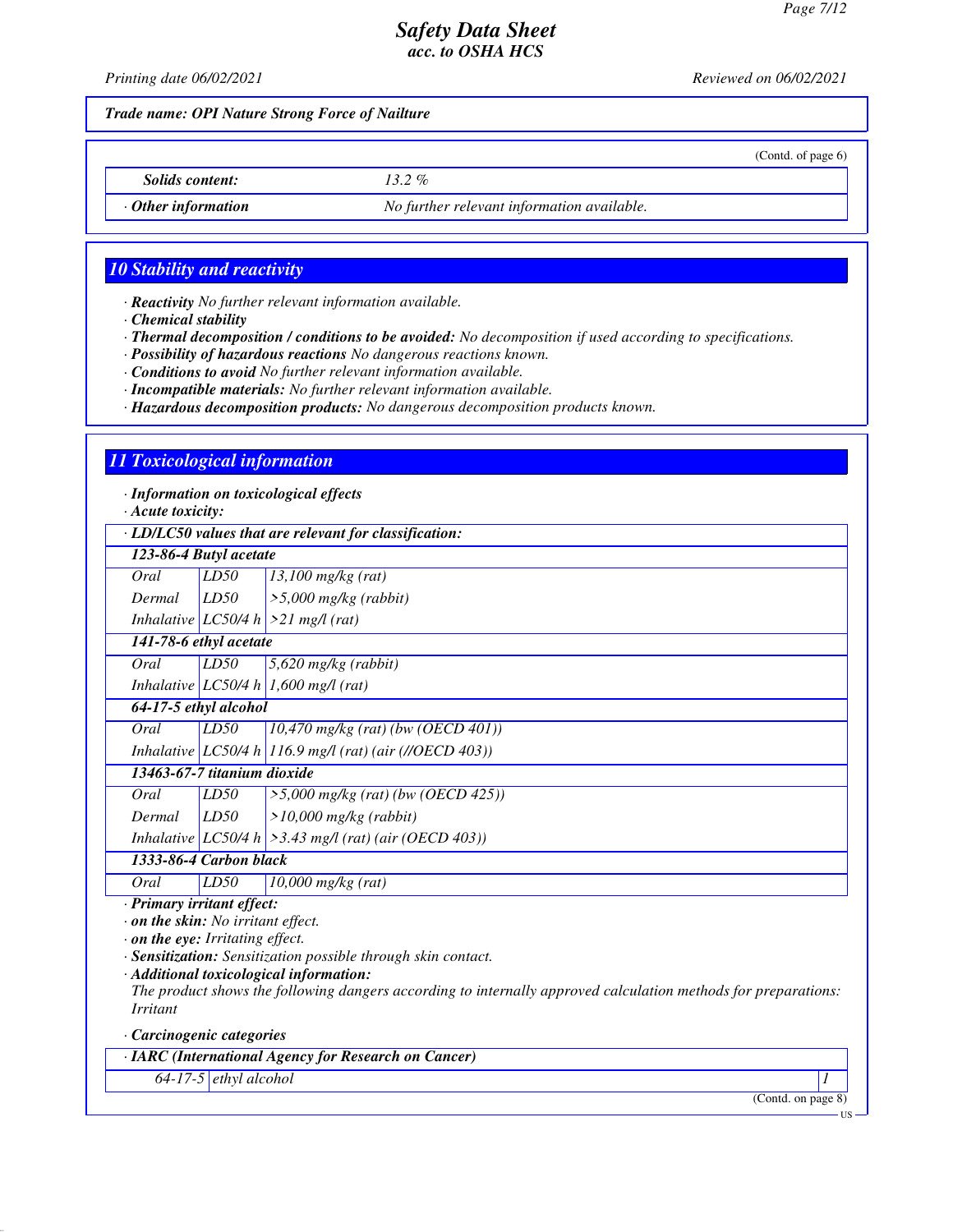*Trade name: OPI Nature Strong Force of Nailture*

(Contd. of page 6)

| | |
|---|---|
| *Solids content:* | *13.2 %* |
| *· Other information* | *No further relevant information available.* |

## 10 Stability and reactivity

- · ***Reactivity*** *No further relevant information available.*
- · ***Chemical stability***
- · ***Thermal decomposition / conditions to be avoided:*** *No decomposition if used according to specifications.*
- · ***Possibility of hazardous reactions*** *No dangerous reactions known.*
- · ***Conditions to avoid*** *No further relevant information available.*
- · ***Incompatible materials:*** *No further relevant information available.*
- · ***Hazardous decomposition products:*** *No dangerous decomposition products known.*

## 11 Toxicological information

- · ***Information on toxicological effects***
- · ***Acute toxicity:***

| · LD/LC50 values that are relevant for classification: | | |
|---|---|---|
| **123-86-4 Butyl acetate** | | |
| *Oral* | *LD50* | *13,100 mg/kg (rat)* |
| *Dermal* | *LD50* | *>5,000 mg/kg (rabbit)* |
| *Inhalative* | *LC50/4 h* | *>21 mg/l (rat)* |
| **141-78-6 ethyl acetate** | | |
| *Oral* | *LD50* | *5,620 mg/kg (rabbit)* |
| *Inhalative* | *LC50/4 h* | *1,600 mg/l (rat)* |
| **64-17-5 ethyl alcohol** | | |
| *Oral* | *LD50* | *10,470 mg/kg (rat) (bw (OECD 401))* |
| *Inhalative* | *LC50/4 h* | *116.9 mg/l (rat) (air (//OECD 403))* |
| **13463-67-7 titanium dioxide** | | |
| *Oral* | *LD50* | *>5,000 mg/kg (rat) (bw (OECD 425))* |
| *Dermal* | *LD50* | *>10,000 mg/kg (rabbit)* |
| *Inhalative* | *LC50/4 h* | *>3.43 mg/l (rat) (air (OECD 403))* |
| **1333-86-4 Carbon black** | | |
| *Oral* | *LD50* | *10,000 mg/kg (rat)* |

- · ***Primary irritant effect:***
- · ***on the skin:*** *No irritant effect.*
- · ***on the eye:*** *Irritating effect.*
- · ***Sensitization:*** *Sensitization possible through skin contact.*
- · ***Additional toxicological information:***
  *The product shows the following dangers according to internally approved calculation methods for preparations: Irritant*
- · ***Carcinogenic categories***

| · IARC (International Agency for Research on Cancer) | | |
|---|---|---|
| *64-17-5* | *ethyl alcohol* | *1* |

(Contd. on page 8)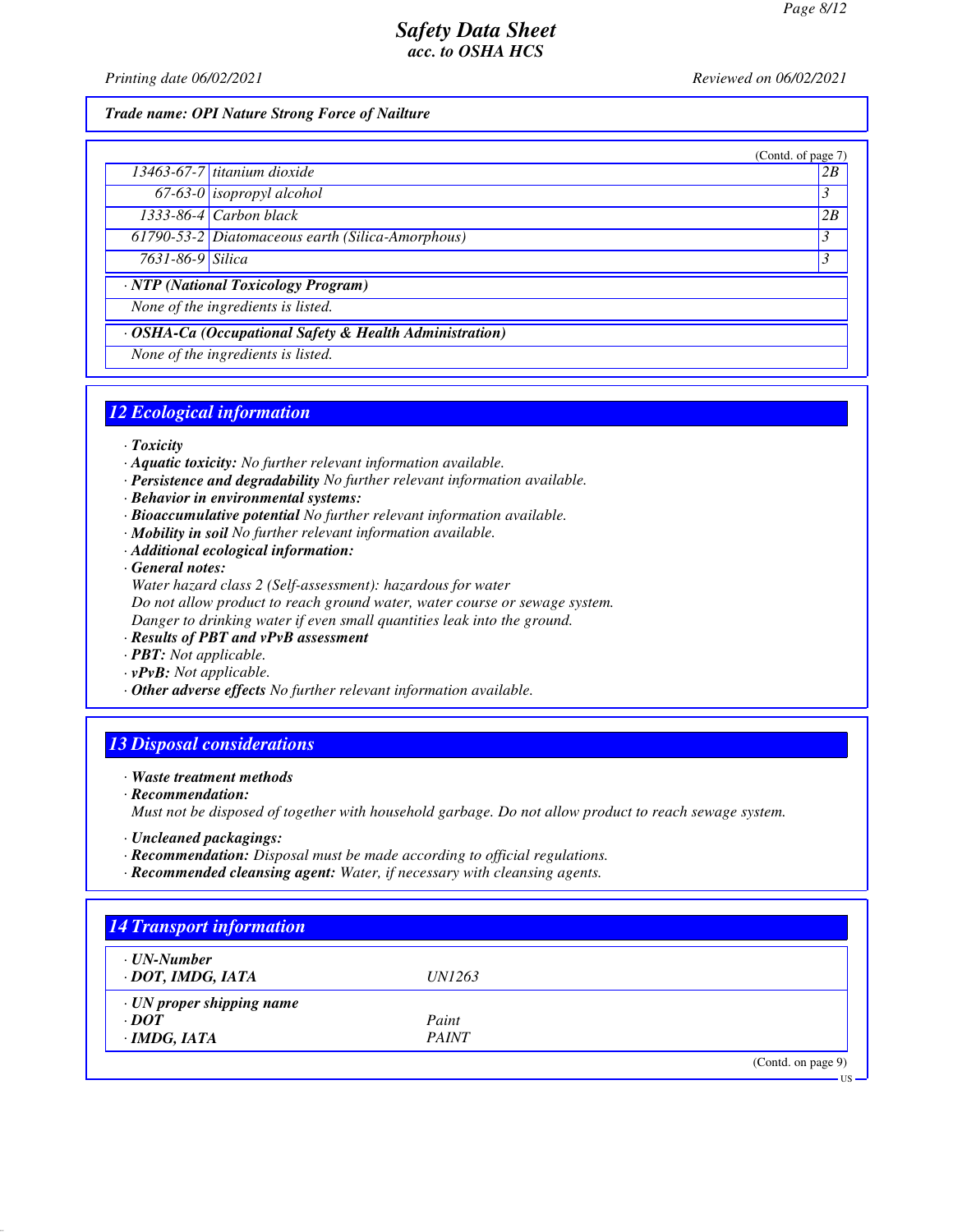Trade name: OPI Nature Strong Force of Nailture

(Contd. of page 7)

| | | |
|---|---|---|
| 13463-67-7 | titanium dioxide | 2B |
| 67-63-0 | isopropyl alcohol | 3 |
| 1333-86-4 | Carbon black | 2B |
| 61790-53-2 | Diatomaceous earth (Silica-Amorphous) | 3 |
| 7631-86-9 | Silica | 3 |

· **NTP (National Toxicology Program)**

None of the ingredients is listed.

· **OSHA-Ca (Occupational Safety & Health Administration)**

None of the ingredients is listed.

## 12 Ecological information

· **Toxicity**
· **Aquatic toxicity:** No further relevant information available.
· **Persistence and degradability** No further relevant information available.
· **Behavior in environmental systems:**
· **Bioaccumulative potential** No further relevant information available.
· **Mobility in soil** No further relevant information available.
· **Additional ecological information:**
· **General notes:**
Water hazard class 2 (Self-assessment): hazardous for water
Do not allow product to reach ground water, water course or sewage system.
Danger to drinking water if even small quantities leak into the ground.
· **Results of PBT and vPvB assessment**
· **PBT:** Not applicable.
· **vPvB:** Not applicable.
· **Other adverse effects** No further relevant information available.

## 13 Disposal considerations

· **Waste treatment methods**
· **Recommendation:**
Must not be disposed of together with household garbage. Do not allow product to reach sewage system.

· **Uncleaned packagings:**
· **Recommendation:** Disposal must be made according to official regulations.
· **Recommended cleansing agent:** Water, if necessary with cleansing agents.

## 14 Transport information

| | |
|---|---|
| · **UN-Number** | |
| · **DOT, IMDG, IATA** | UN1263 |
| · **UN proper shipping name** | |
| · **DOT** | Paint |
| · **IMDG, IATA** | PAINT |

(Contd. on page 9)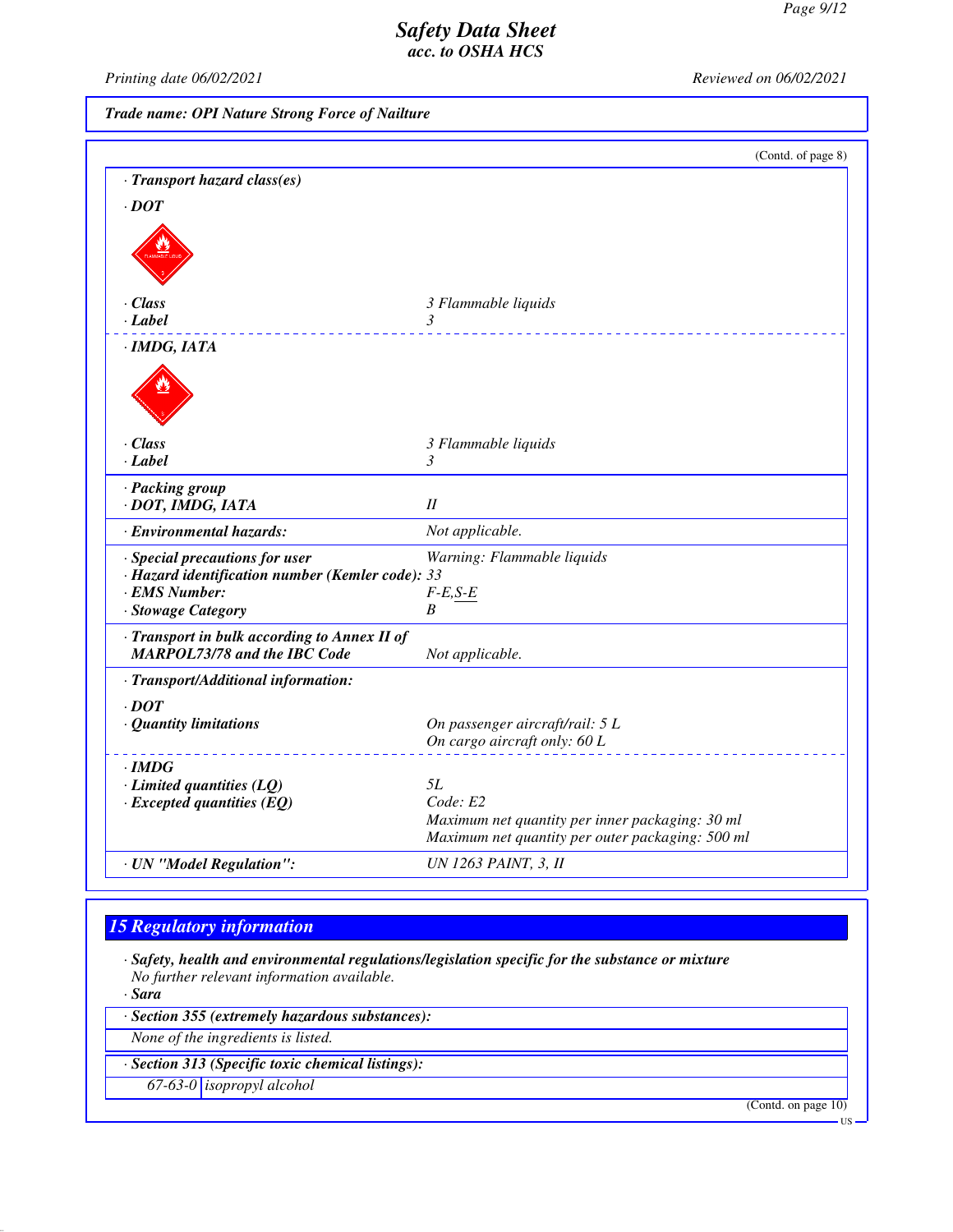**Trade name: OPI Nature Strong Force of Nailture**

(Contd. of page 8)

· **Transport hazard class(es)**

· **DOT**

| | |
|---|---|
| · **Class** | 3 Flammable liquids |
| · **Label** | 3 |

· **IMDG, IATA**

| | |
|---|---|
| · **Class** | 3 Flammable liquids |
| · **Label** | 3 |

| | |
|---|---|
| · **Packing group** · **DOT, IMDG, IATA** | II |
| · **Environmental hazards:** | Not applicable. |
| · **Special precautions for user** | Warning: Flammable liquids |
| · **Hazard identification number (Kemler code):** | 33 |
| · **EMS Number:** | F-E,S-E |
| · **Stowage Category** | B |
| · **Transport in bulk according to Annex II of MARPOL73/78 and the IBC Code** | Not applicable. |

· **Transport/Additional information:**

· **DOT**

| | |
|---|---|
| · **Quantity limitations** | On passenger aircraft/rail: 5 L<br>On cargo aircraft only: 60 L |

· **IMDG**

| | |
|---|---|
| · **Limited quantities (LQ)** | 5L |
| · **Excepted quantities (EQ)** | Code: E2<br>Maximum net quantity per inner packaging: 30 ml<br>Maximum net quantity per outer packaging: 500 ml |
| · **UN "Model Regulation":** | UN 1263 PAINT, 3, II |

## 15 Regulatory information

· **Safety, health and environmental regulations/legislation specific for the substance or mixture**
No further relevant information available.

· **Sara**

· **Section 355 (extremely hazardous substances):**

None of the ingredients is listed.

· **Section 313 (Specific toxic chemical listings):**

| | |
|---|---|
| 67-63-0 | isopropyl alcohol |

(Contd. on page 10)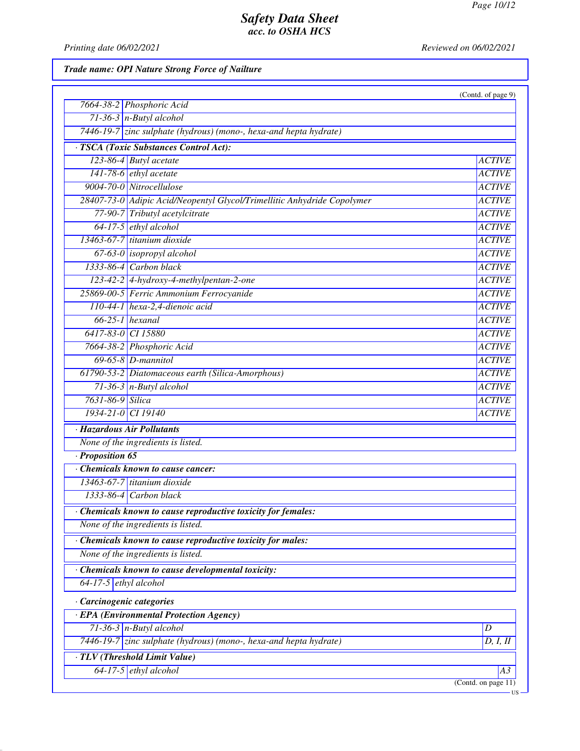**Trade name: OPI Nature Strong Force of Nailture**

(Contd. of page 9)

| | |
|---|---|
| 7664-38-2 | Phosphoric Acid |
| 71-36-3 | n-Butyl alcohol |
| 7446-19-7 | zinc sulphate (hydrous) (mono-, hexa-and hepta hydrate) |

· **TSCA (Toxic Substances Control Act):**

| | | |
|---|---|---|
| 123-86-4 | Butyl acetate | ACTIVE |
| 141-78-6 | ethyl acetate | ACTIVE |
| 9004-70-0 | Nitrocellulose | ACTIVE |
| 28407-73-0 | Adipic Acid/Neopentyl Glycol/Trimellitic Anhydride Copolymer | ACTIVE |
| 77-90-7 | Tributyl acetylcitrate | ACTIVE |
| 64-17-5 | ethyl alcohol | ACTIVE |
| 13463-67-7 | titanium dioxide | ACTIVE |
| 67-63-0 | isopropyl alcohol | ACTIVE |
| 1333-86-4 | Carbon black | ACTIVE |
| 123-42-2 | 4-hydroxy-4-methylpentan-2-one | ACTIVE |
| 25869-00-5 | Ferric Ammonium Ferrocyanide | ACTIVE |
| 110-44-1 | hexa-2,4-dienoic acid | ACTIVE |
| 66-25-1 | hexanal | ACTIVE |
| 6417-83-0 | CI 15880 | ACTIVE |
| 7664-38-2 | Phosphoric Acid | ACTIVE |
| 69-65-8 | D-mannitol | ACTIVE |
| 61790-53-2 | Diatomaceous earth (Silica-Amorphous) | ACTIVE |
| 71-36-3 | n-Butyl alcohol | ACTIVE |
| 7631-86-9 | Silica | ACTIVE |
| 1934-21-0 | CI 19140 | ACTIVE |

· **Hazardous Air Pollutants**

None of the ingredients is listed.

· **Proposition 65**

· **Chemicals known to cause cancer:**

| | |
|---|---|
| 13463-67-7 | titanium dioxide |
| 1333-86-4 | Carbon black |

· **Chemicals known to cause reproductive toxicity for females:**

None of the ingredients is listed.

· **Chemicals known to cause reproductive toxicity for males:**

None of the ingredients is listed.

· **Chemicals known to cause developmental toxicity:**

| | |
|---|---|
| 64-17-5 | ethyl alcohol |

· **Carcinogenic categories**

· **EPA (Environmental Protection Agency)**

| | | |
|---|---|---|
| 71-36-3 | n-Butyl alcohol | D |
| 7446-19-7 | zinc sulphate (hydrous) (mono-, hexa-and hepta hydrate) | D, I, II |

· **TLV (Threshold Limit Value)**

| | | |
|---|---|---|
| 64-17-5 | ethyl alcohol | A3 |

(Contd. on page 11)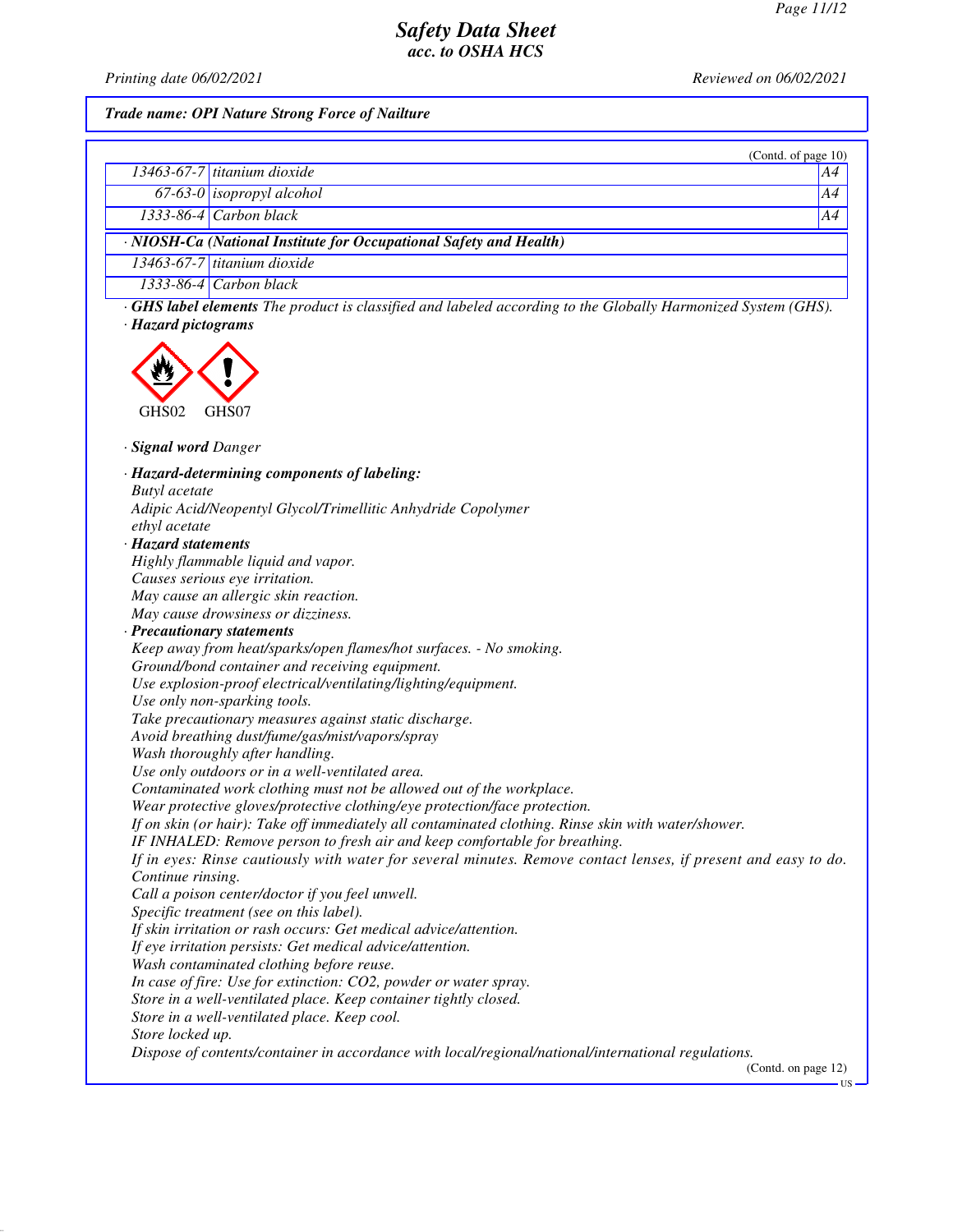*Safety Data Sheet*
*acc. to OSHA HCS*

*Printing date 06/02/2021* *Reviewed on 06/02/2021*

***Trade name: OPI Nature Strong Force of Nailture***

(Contd. of page 10)

| | | |
|---|---|---|
| 13463-67-7 | titanium dioxide | A4 |
| 67-63-0 | isopropyl alcohol | A4 |
| 1333-86-4 | Carbon black | A4 |

| · NIOSH-Ca (National Institute for Occupational Safety and Health) | |
|---|---|
| 13463-67-7 | titanium dioxide |
| 1333-86-4 | Carbon black |

· **GHS label elements** *The product is classified and labeled according to the Globally Harmonized System (GHS).*

· **Hazard pictograms**

GHS02 GHS07

· **Signal word** *Danger*

· **Hazard-determining components of labeling:**
Butyl acetate
Adipic Acid/Neopentyl Glycol/Trimellitic Anhydride Copolymer
ethyl acetate

· **Hazard statements**
Highly flammable liquid and vapor.
Causes serious eye irritation.
May cause an allergic skin reaction.
May cause drowsiness or dizziness.

· **Precautionary statements**
Keep away from heat/sparks/open flames/hot surfaces. - No smoking.
Ground/bond container and receiving equipment.
Use explosion-proof electrical/ventilating/lighting/equipment.
Use only non-sparking tools.
Take precautionary measures against static discharge.
Avoid breathing dust/fume/gas/mist/vapors/spray
Wash thoroughly after handling.
Use only outdoors or in a well-ventilated area.
Contaminated work clothing must not be allowed out of the workplace.
Wear protective gloves/protective clothing/eye protection/face protection.
If on skin (or hair): Take off immediately all contaminated clothing. Rinse skin with water/shower.
IF INHALED: Remove person to fresh air and keep comfortable for breathing.
If in eyes: Rinse cautiously with water for several minutes. Remove contact lenses, if present and easy to do. Continue rinsing.
Call a poison center/doctor if you feel unwell.
Specific treatment (see on this label).
If skin irritation or rash occurs: Get medical advice/attention.
If eye irritation persists: Get medical advice/attention.
Wash contaminated clothing before reuse.
In case of fire: Use for extinction: $CO_2$, powder or water spray.
Store in a well-ventilated place. Keep container tightly closed.
Store in a well-ventilated place. Keep cool.
Store locked up.
Dispose of contents/container in accordance with local/regional/national/international regulations.

(Contd. on page 12)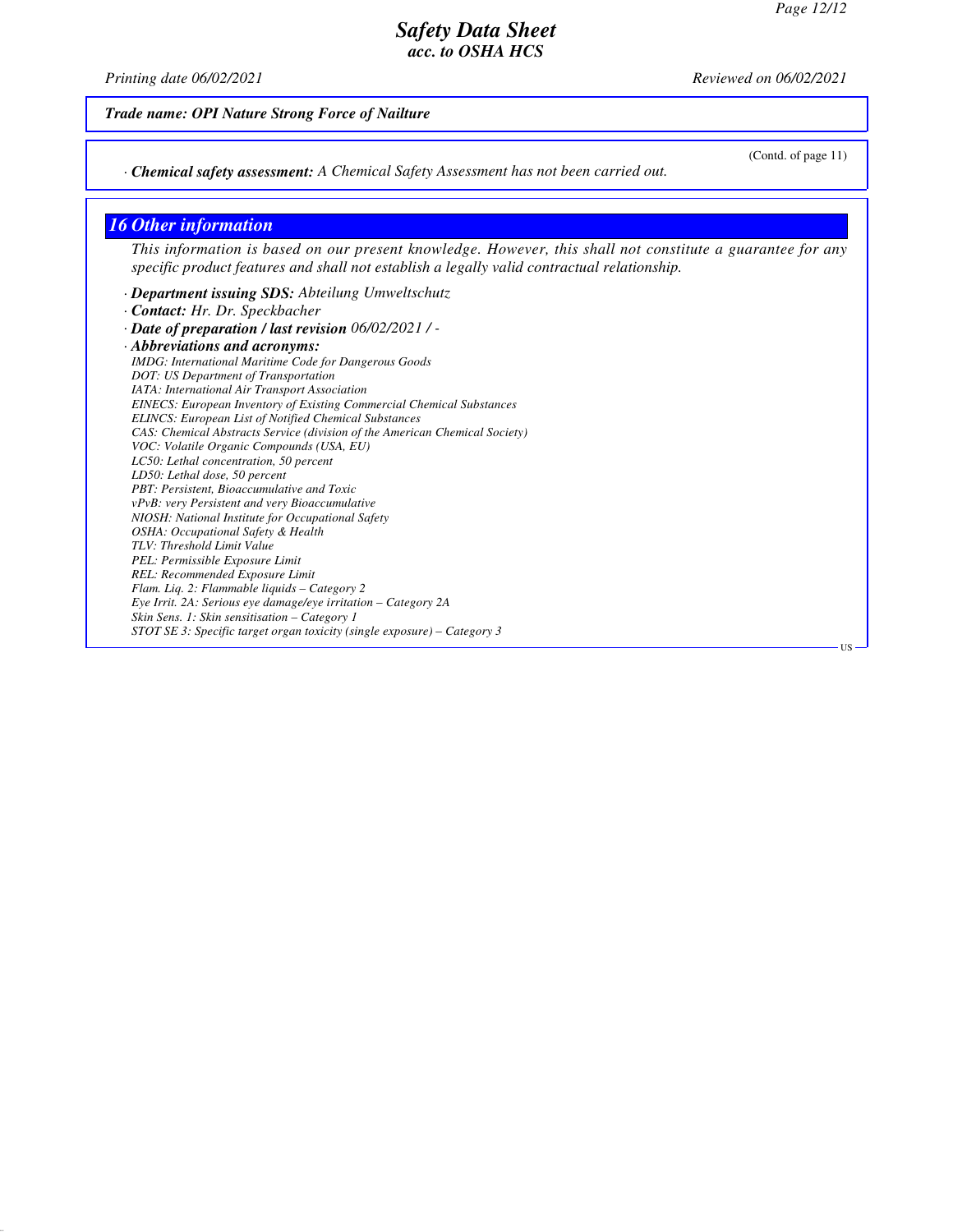*Trade name: OPI Nature Strong Force of Nailture*

(Contd. of page 11)

· **Chemical safety assessment:** A Chemical Safety Assessment has not been carried out.

## 16 Other information

This information is based on our present knowledge. However, this shall not constitute a guarantee for any specific product features and shall not establish a legally valid contractual relationship.

· **Department issuing SDS:** Abteilung Umweltschutz
· **Contact:** Hr. Dr. Speckbacher
· **Date of preparation / last revision** 06/02/2021 / -
· **Abbreviations and acronyms:**
IMDG: International Maritime Code for Dangerous Goods
DOT: US Department of Transportation
IATA: International Air Transport Association
EINECS: European Inventory of Existing Commercial Chemical Substances
ELINCS: European List of Notified Chemical Substances
CAS: Chemical Abstracts Service (division of the American Chemical Society)
VOC: Volatile Organic Compounds (USA, EU)
LC50: Lethal concentration, 50 percent
LD50: Lethal dose, 50 percent
PBT: Persistent, Bioaccumulative and Toxic
vPvB: very Persistent and very Bioaccumulative
NIOSH: National Institute for Occupational Safety
OSHA: Occupational Safety & Health
TLV: Threshold Limit Value
PEL: Permissible Exposure Limit
REL: Recommended Exposure Limit
Flam. Liq. 2: Flammable liquids – Category 2
Eye Irrit. 2A: Serious eye damage/eye irritation – Category 2A
Skin Sens. 1: Skin sensitisation – Category 1
STOT SE 3: Specific target organ toxicity (single exposure) – Category 3